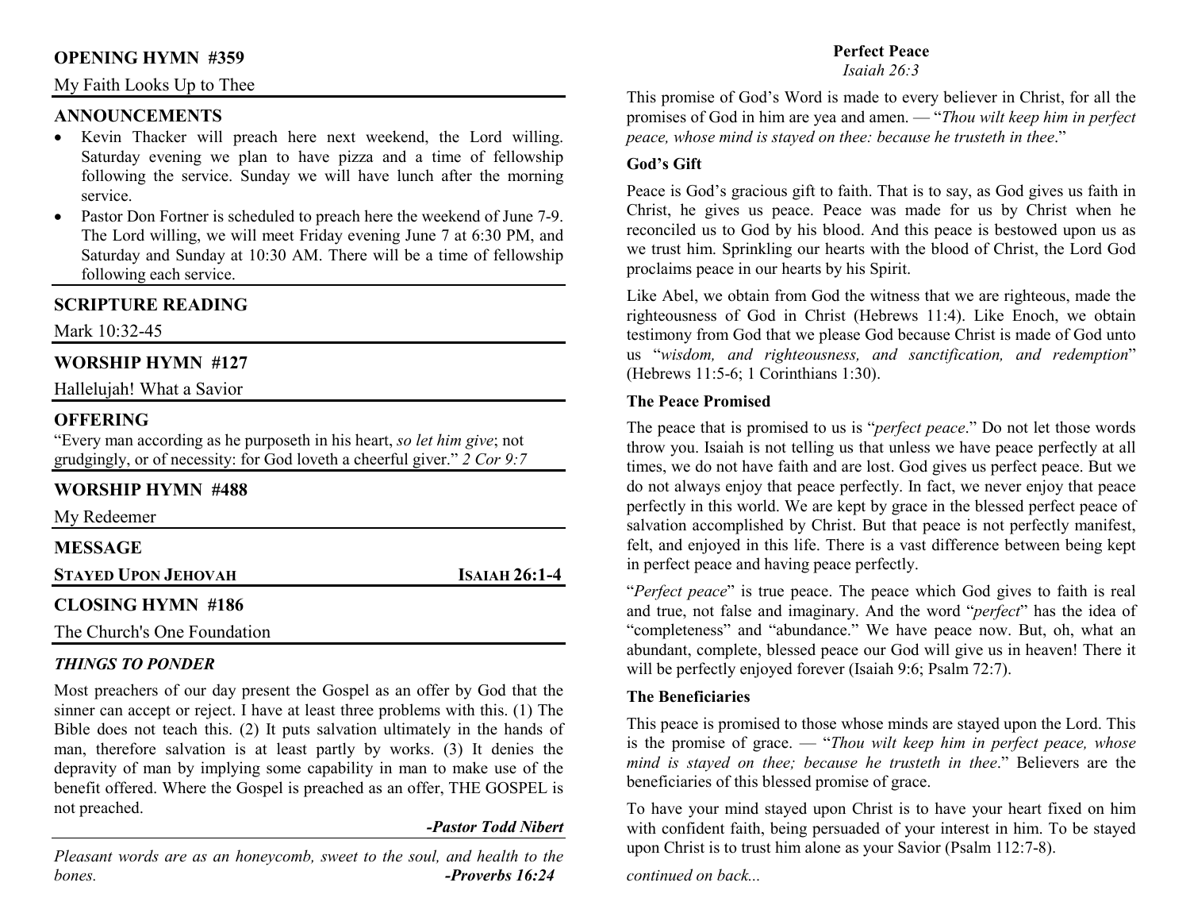## OPENING HYMN #359

My Faith Looks Up to Thee

## ANNOUNCEMENTS

- Kevin Thacker will preach here next weekend, the Lord willing. Saturday evening we plan to have pizza and a time of fellowship following the service. Sunday we will have lunch after the morning service.
- Pastor Don Fortner is scheduled to preach here the weekend of June 7-9. The Lord willing, we will meet Friday evening June 7 at 6:30 PM, and Saturday and Sunday at 10:30 AM. There will be a time of fellowship following each service.

## SCRIPTURE READING

Mark 10:32-45

## WORSHIP HYMN #127

Hallelujah! What a Savior

## OFFERING

"Every man according as he purposeth in his heart, *so let him give*; not grudgingly, or of necessity: for God loveth a cheerful giver." *2 Cor 9:7*

## WORSHIP HYMN #488

My Redeemer

## MESSAGE

**STAYED UPON JEHOVAH** — **ISAIAH 26:1-4**

## CLOSING HYMN #186

The Church's One Foundation

### *THINGS TO PONDER*

Most preachers of our day present the Gospel as an offer by God that the sinner can accept or reject. I have at least three problems with this. (1) The Bible does not teach this. (2) It puts salvation ultimately in the hands of man, therefore salvation is at least partly by works. (3) It denies the depravity of man by implying some capability in man to make use of the benefit offered. Where the Gospel is preached as an offer, THE GOSPEL is not preached.

***-Pastor Todd Nibert***

*Pleasant words are as an honeycomb, sweet to the soul, and health to the bones.* ***-Proverbs 16:24***

## Perfect Peace

*Isaiah 26:3*

This promise of God's Word is made to every believer in Christ, for all the promises of God in him are yea and amen. — "*Thou wilt keep him in perfect peace, whose mind is stayed on thee: because he trusteth in thee*."

### God's Gift

Peace is God's gracious gift to faith. That is to say, as God gives us faith in Christ, he gives us peace. Peace was made for us by Christ when he reconciled us to God by his blood. And this peace is bestowed upon us as we trust him. Sprinkling our hearts with the blood of Christ, the Lord God proclaims peace in our hearts by his Spirit.

Like Abel, we obtain from God the witness that we are righteous, made the righteousness of God in Christ (Hebrews 11:4). Like Enoch, we obtain testimony from God that we please God because Christ is made of God unto us "*wisdom, and righteousness, and sanctification, and redemption*" (Hebrews 11:5-6; 1 Corinthians 1:30).

### The Peace Promised

The peace that is promised to us is "*perfect peace*." Do not let those words throw you. Isaiah is not telling us that unless we have peace perfectly at all times, we do not have faith and are lost. God gives us perfect peace. But we do not always enjoy that peace perfectly. In fact, we never enjoy that peace perfectly in this world. We are kept by grace in the blessed perfect peace of salvation accomplished by Christ. But that peace is not perfectly manifest, felt, and enjoyed in this life. There is a vast difference between being kept in perfect peace and having peace perfectly.

"*Perfect peace*" is true peace. The peace which God gives to faith is real and true, not false and imaginary. And the word "*perfect*" has the idea of "completeness" and "abundance." We have peace now. But, oh, what an abundant, complete, blessed peace our God will give us in heaven! There it will be perfectly enjoyed forever (Isaiah 9:6; Psalm 72:7).

### The Beneficiaries

This peace is promised to those whose minds are stayed upon the Lord. This is the promise of grace. — "*Thou wilt keep him in perfect peace, whose mind is stayed on thee; because he trusteth in thee*." Believers are the beneficiaries of this blessed promise of grace.

To have your mind stayed upon Christ is to have your heart fixed on him with confident faith, being persuaded of your interest in him. To be stayed upon Christ is to trust him alone as your Savior (Psalm 112:7-8).

*continued on back...*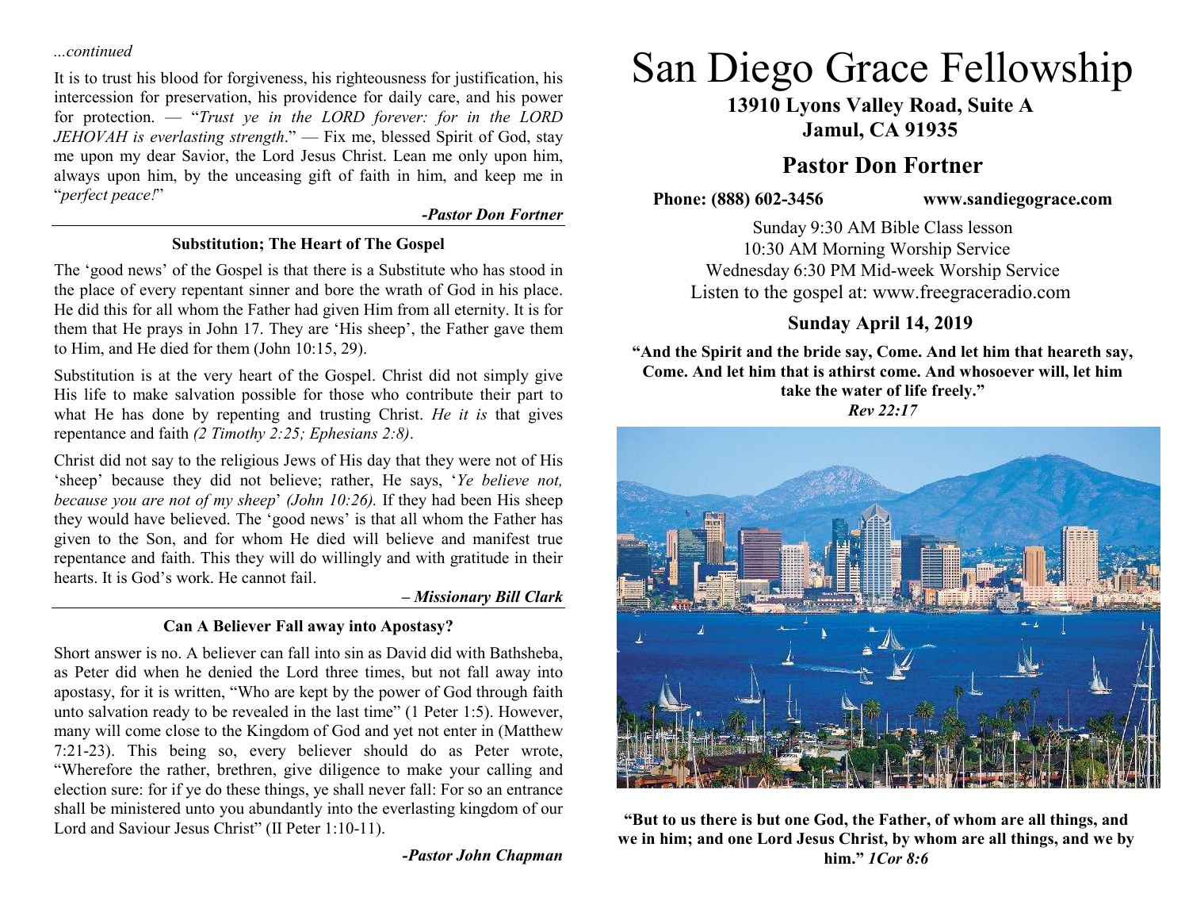*...continued*

It is to trust his blood for forgiveness, his righteousness for justification, his intercession for preservation, his providence for daily care, and his power for protection. — "*Trust ye in the LORD forever: for in the LORD JEHOVAH is everlasting strength*." — Fix me, blessed Spirit of God, stay me upon my dear Savior, the Lord Jesus Christ. Lean me only upon him, always upon him, by the unceasing gift of faith in him, and keep me in "*perfect peace!*"

***-Pastor Don Fortner***

---

### Substitution; The Heart of The Gospel

The 'good news' of the Gospel is that there is a Substitute who has stood in the place of every repentant sinner and bore the wrath of God in his place. He did this for all whom the Father had given Him from all eternity. It is for them that He prays in John 17. They are 'His sheep', the Father gave them to Him, and He died for them (John 10:15, 29).

Substitution is at the very heart of the Gospel. Christ did not simply give His life to make salvation possible for those who contribute their part to what He has done by repenting and trusting Christ. *He it is* that gives repentance and faith *(2 Timothy 2:25; Ephesians 2:8)*.

Christ did not say to the religious Jews of His day that they were not of His 'sheep' because they did not believe; rather, He says, '*Ye believe not, because you are not of my sheep*' *(John 10:26).* If they had been His sheep they would have believed. The 'good news' is that all whom the Father has given to the Son, and for whom He died will believe and manifest true repentance and faith. This they will do willingly and with gratitude in their hearts. It is God's work. He cannot fail.

***– Missionary Bill Clark***

---

### Can A Believer Fall away into Apostasy?

Short answer is no. A believer can fall into sin as David did with Bathsheba, as Peter did when he denied the Lord three times, but not fall away into apostasy, for it is written, "Who are kept by the power of God through faith unto salvation ready to be revealed in the last time" (1 Peter 1:5). However, many will come close to the Kingdom of God and yet not enter in (Matthew 7:21-23). This being so, every believer should do as Peter wrote, "Wherefore the rather, brethren, give diligence to make your calling and election sure: for if ye do these things, ye shall never fall: For so an entrance shall be ministered unto you abundantly into the everlasting kingdom of our Lord and Saviour Jesus Christ" (II Peter 1:10-11).

***-Pastor John Chapman***

# San Diego Grace Fellowship

**13910 Lyons Valley Road, Suite A**
**Jamul, CA 91935**

## Pastor Don Fortner

**Phone: (888) 602-3456** **www.sandiegograce.com**

Sunday 9:30 AM Bible Class lesson
10:30 AM Morning Worship Service
Wednesday 6:30 PM Mid-week Worship Service
Listen to the gospel at: www.freegraceradio.com

### Sunday April 14, 2019

**"And the Spirit and the bride say, Come. And let him that heareth say, Come. And let him that is athirst come. And whosoever will, let him take the water of life freely."**
***Rev 22:17***

**"But to us there is but one God, the Father, of whom are all things, and we in him; and one Lord Jesus Christ, by whom are all things, and we by him."** ***1Cor 8:6***